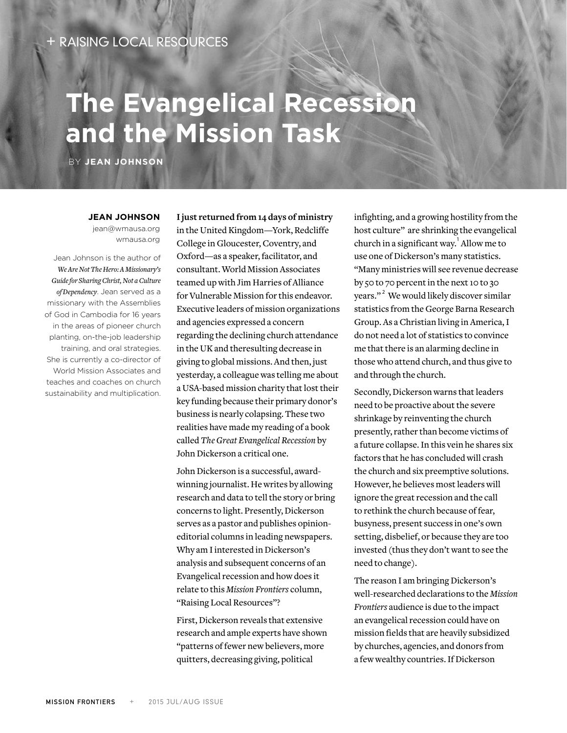+ RAISING LOCAL RESOURCES

# The Evangelical Recession and the Mission Task

BY **JEAN JOHNSON**

**JEAN JOHNSON**
jean@wmausa.org
wmausa.org

Jean Johnson is the author of *We Are Not The Hero: A Missionary's Guide for Sharing Christ, Not a Culture of Dependency*. Jean served as a missionary with the Assemblies of God in Cambodia for 16 years in the areas of pioneer church planting, on-the-job leadership training, and oral strategies. She is currently a co-director of World Mission Associates and teaches and coaches on church sustainability and multiplication.

**I just returned from 14 days of ministry** in the United Kingdom—York, Redcliffe College in Gloucester, Coventry, and Oxford—as a speaker, facilitator, and consultant. World Mission Associates teamed up with Jim Harries of Alliance for Vulnerable Mission for this endeavor. Executive leaders of mission organizations and agencies expressed a concern regarding the declining church attendance in the UK and theresulting decrease in giving to global missions. And then, just yesterday, a colleague was telling me about a USA-based mission charity that lost their key funding because their primary donor's business is nearly colapsing. These two realities have made my reading of a book called *The Great Evangelical Recession* by John Dickerson a critical one.

John Dickerson is a successful, award-winning journalist. He writes by allowing research and data to tell the story or bring concerns to light. Presently, Dickerson serves as a pastor and publishes opinion-editorial columns in leading newspapers. Why am I interested in Dickerson's analysis and subsequent concerns of an Evangelical recession and how does it relate to this *Mission Frontiers* column, "Raising Local Resources"?

First, Dickerson reveals that extensive research and ample experts have shown "patterns of fewer new believers, more quitters, decreasing giving, political infighting, and a growing hostility from the host culture" are shrinking the evangelical church in a significant way.[1] Allow me to use one of Dickerson's many statistics. "Many ministries will see revenue decrease by 50 to 70 percent in the next 10 to 30 years."[2] We would likely discover similar statistics from the George Barna Research Group. As a Christian living in America, I do not need a lot of statistics to convince me that there is an alarming decline in those who attend church, and thus give to and through the church.

Secondly, Dickerson warns that leaders need to be proactive about the severe shrinkage by reinventing the church presently, rather than become victims of a future collapse. In this vein he shares six factors that he has concluded will crash the church and six preemptive solutions. However, he believes most leaders will ignore the great recession and the call to rethink the church because of fear, busyness, present success in one's own setting, disbelief, or because they are too invested (thus they don't want to see the need to change).

The reason I am bringing Dickerson's well-researched declarations to the *Mission Frontiers* audience is due to the impact an evangelical recession could have on mission fields that are heavily subsidized by churches, agencies, and donors from a few wealthy countries. If Dickerson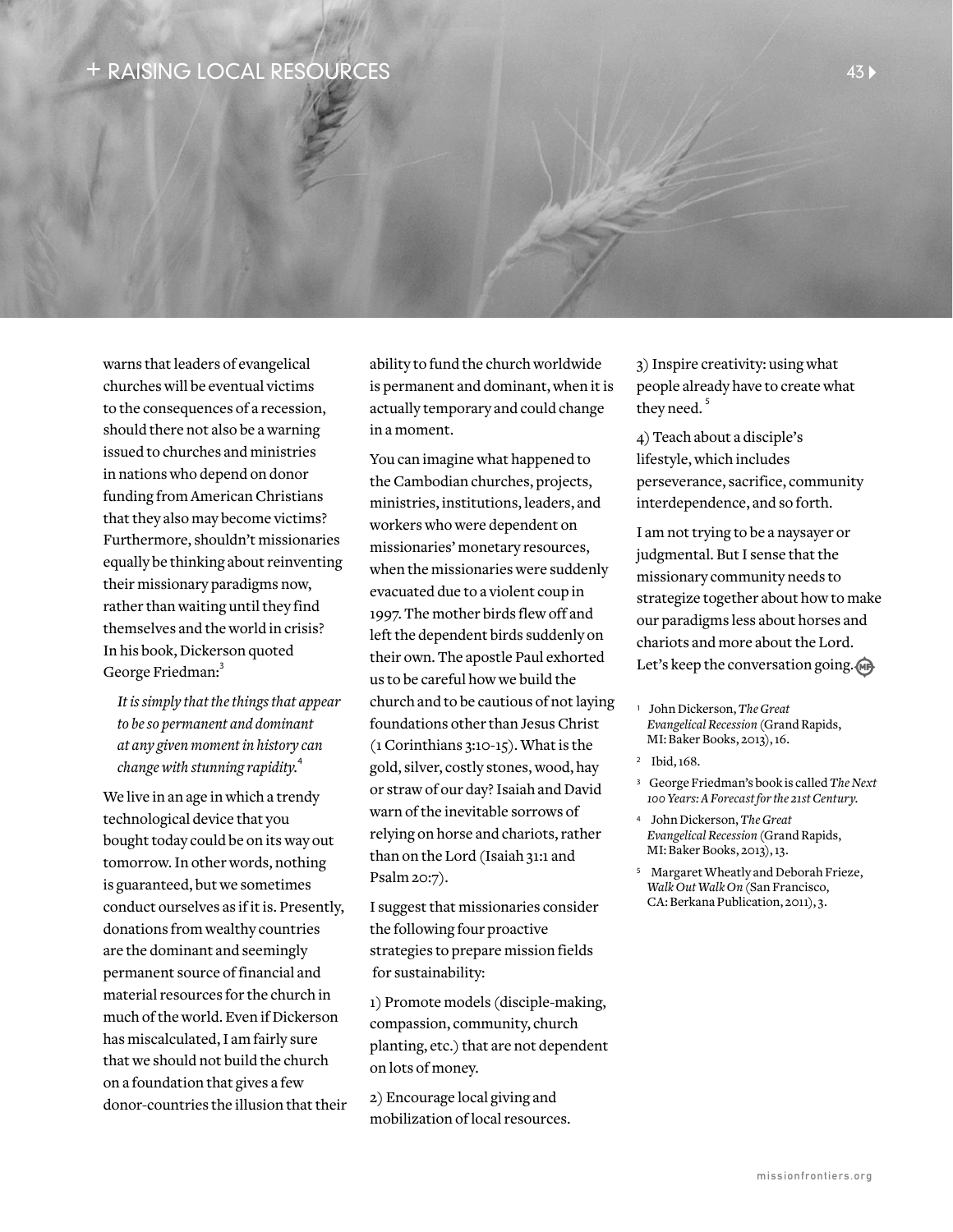warns that leaders of evangelical churches will be eventual victims to the consequences of a recession, should there not also be a warning issued to churches and ministries in nations who depend on donor funding from American Christians that they also may become victims? Furthermore, shouldn't missionaries equally be thinking about reinventing their missionary paradigms now, rather than waiting until they find themselves and the world in crisis? In his book, Dickerson quoted George Friedman:[3]

> *It is simply that the things that appear to be so permanent and dominant at any given moment in history can change with stunning rapidity.*[4]

We live in an age in which a trendy technological device that you bought today could be on its way out tomorrow. In other words, nothing is guaranteed, but we sometimes conduct ourselves as if it is. Presently, donations from wealthy countries are the dominant and seemingly permanent source of financial and material resources for the church in much of the world. Even if Dickerson has miscalculated, I am fairly sure that we should not build the church on a foundation that gives a few donor-countries the illusion that their ability to fund the church worldwide is permanent and dominant, when it is actually temporary and could change in a moment.

You can imagine what happened to the Cambodian churches, projects, ministries, institutions, leaders, and workers who were dependent on missionaries' monetary resources, when the missionaries were suddenly evacuated due to a violent coup in 1997. The mother birds flew off and left the dependent birds suddenly on their own. The apostle Paul exhorted us to be careful how we build the church and to be cautious of not laying foundations other than Jesus Christ (1 Corinthians 3:10-15). What is the gold, silver, costly stones, wood, hay or straw of our day? Isaiah and David warn of the inevitable sorrows of relying on horse and chariots, rather than on the Lord (Isaiah 31:1 and Psalm 20:7).

I suggest that missionaries consider the following four proactive strategies to prepare mission fields for sustainability:

1) Promote models (disciple-making, compassion, community, church planting, etc.) that are not dependent on lots of money.

2) Encourage local giving and mobilization of local resources.

3) Inspire creativity: using what people already have to create what they need.[5]

4) Teach about a disciple's lifestyle, which includes perseverance, sacrifice, community interdependence, and so forth.

I am not trying to be a naysayer or judgmental. But I sense that the missionary community needs to strategize together about how to make our paradigms less about horses and chariots and more about the Lord. Let's keep the conversation going.

1 John Dickerson, *The Great Evangelical Recession* (Grand Rapids, MI: Baker Books, 2013), 16.

2 Ibid, 168.

3 George Friedman's book is called *The Next 100 Years: A Forecast for the 21st Century.*

4 John Dickerson, *The Great Evangelical Recession* (Grand Rapids, MI: Baker Books, 2013), 13.

5 Margaret Wheatly and Deborah Frieze, *Walk Out Walk On* (San Francisco, CA: Berkana Publication, 2011), 3.